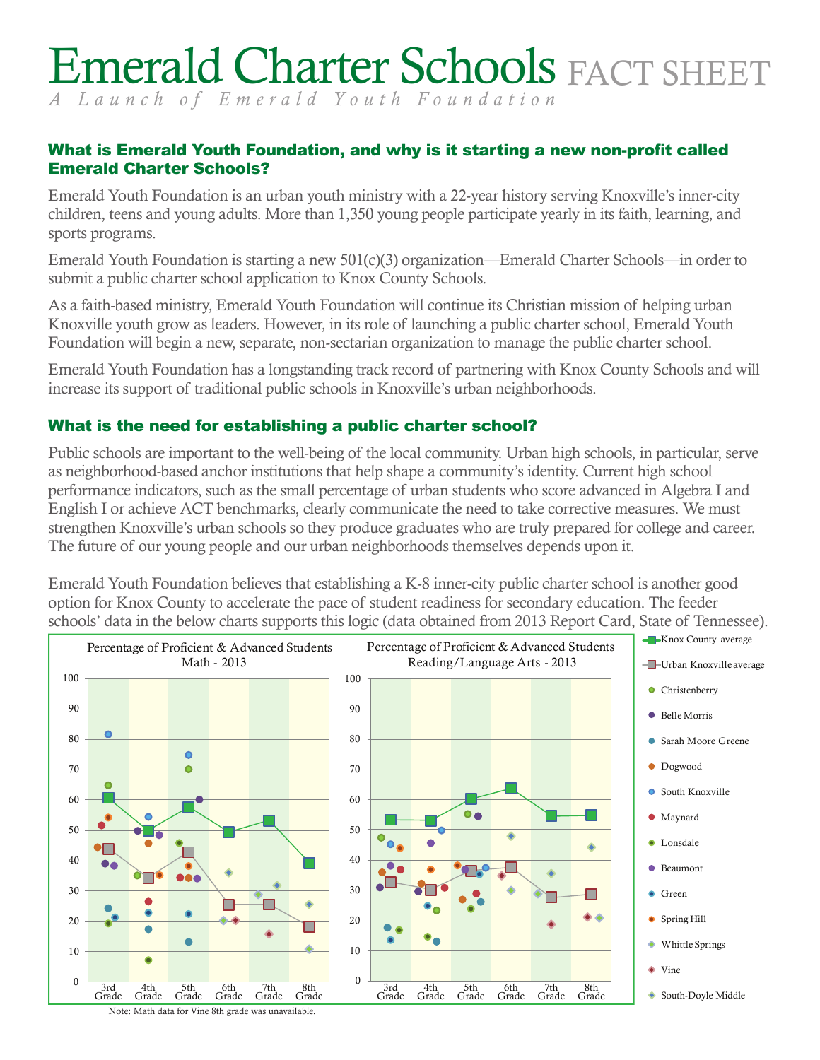# Emerald Charter Schools FACT SHEET

*A Launch of Emerald Youth Foundation*

## What is Emerald Youth Foundation, and why is it starting a new non-profit called Emerald Charter Schools?

Emerald Youth Foundation is an urban youth ministry with a 22-year history serving Knoxville's inner-city children, teens and young adults. More than 1,350 young people participate yearly in its faith, learning, and sports programs.

Emerald Youth Foundation is starting a new 501(c)(3) organization—Emerald Charter Schools—in order to submit a public charter school application to Knox County Schools.

As a faith-based ministry, Emerald Youth Foundation will continue its Christian mission of helping urban Knoxville youth grow as leaders. However, in its role of launching a public charter school, Emerald Youth Foundation will begin a new, separate, non-sectarian organization to manage the public charter school.

Emerald Youth Foundation has a longstanding track record of partnering with Knox County Schools and will increase its support of traditional public schools in Knoxville's urban neighborhoods.

## What is the need for establishing a public charter school?

Public schools are important to the well-being of the local community. Urban high schools, in particular, serve as neighborhood-based anchor institutions that help shape a community's identity. Current high school performance indicators, such as the small percentage of urban students who score advanced in Algebra I and English I or achieve ACT benchmarks, clearly communicate the need to take corrective measures. We must strengthen Knoxville's urban schools so they produce graduates who are truly prepared for college and career. The future of our young people and our urban neighborhoods themselves depends upon it.

Emerald Youth Foundation believes that establishing a K-8 inner-city public charter school is another good option for Knox County to accelerate the pace of student readiness for secondary education. The feeder schools' data in the below charts supports this logic (data obtained from 2013 Report Card, State of Tennessee).

**Percentage of Proficient & Advanced Students Math - 2013**

**Percentage of Proficient & Advanced Students Reading/Language Arts - 2013**

Legend: Knox County average; Urban Knoxville average; Christenberry; Belle Morris; Sarah Moore Greene; Dogwood; South Knoxville; Maynard; Lonsdale; Beaumont; Green; Spring Hill; Whittle Springs; Vine; South-Doyle Middle

Note: Math data for Vine 8th grade was unavailable.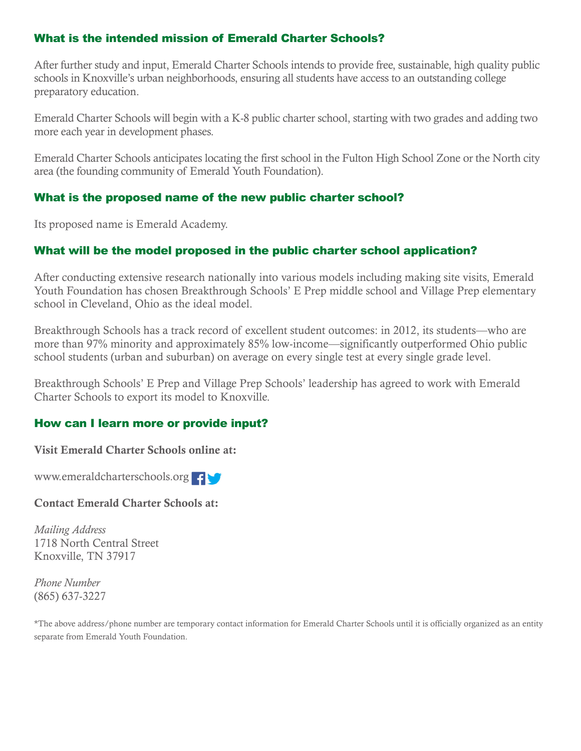## What is the intended mission of Emerald Charter Schools?

After further study and input, Emerald Charter Schools intends to provide free, sustainable, high quality public schools in Knoxville's urban neighborhoods, ensuring all students have access to an outstanding college preparatory education.

Emerald Charter Schools will begin with a K-8 public charter school, starting with two grades and adding two more each year in development phases.

Emerald Charter Schools anticipates locating the first school in the Fulton High School Zone or the North city area (the founding community of Emerald Youth Foundation).

## What is the proposed name of the new public charter school?

Its proposed name is Emerald Academy.

## What will be the model proposed in the public charter school application?

After conducting extensive research nationally into various models including making site visits, Emerald Youth Foundation has chosen Breakthrough Schools' E Prep middle school and Village Prep elementary school in Cleveland, Ohio as the ideal model.

Breakthrough Schools has a track record of excellent student outcomes: in 2012, its students—who are more than 97% minority and approximately 85% low-income—significantly outperformed Ohio public school students (urban and suburban) on average on every single test at every single grade level.

Breakthrough Schools' E Prep and Village Prep Schools' leadership has agreed to work with Emerald Charter Schools to export its model to Knoxville.

## How can I learn more or provide input?

**Visit Emerald Charter Schools online at:**

www.emeraldcharterschools.org

**Contact Emerald Charter Schools at:**

*Mailing Address*
1718 North Central Street
Knoxville, TN 37917

*Phone Number*
(865) 637-3227

*The above address/phone number are temporary contact information for Emerald Charter Schools until it is officially organized as an entity separate from Emerald Youth Foundation.